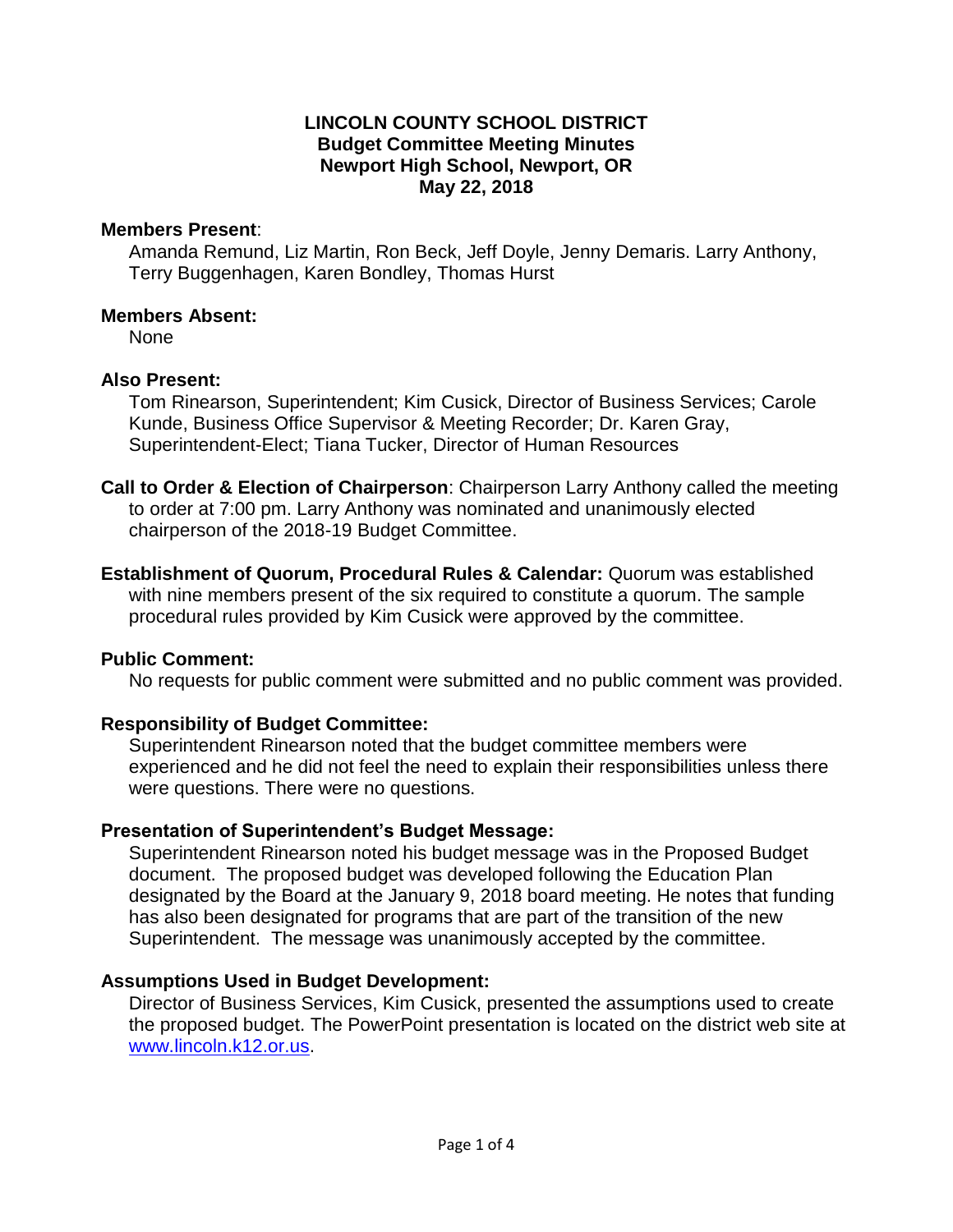# LINCOLN COUNTY SCHOOL DISTRICT
## Budget Committee Meeting Minutes
## Newport High School, Newport, OR
## May 22, 2018

**Members Present**:

Amanda Remund, Liz Martin, Ron Beck, Jeff Doyle, Jenny Demaris. Larry Anthony, Terry Buggenhagen, Karen Bondley, Thomas Hurst

**Members Absent:**

None

**Also Present:**

Tom Rinearson, Superintendent; Kim Cusick, Director of Business Services; Carole Kunde, Business Office Supervisor & Meeting Recorder; Dr. Karen Gray, Superintendent-Elect; Tiana Tucker, Director of Human Resources

**Call to Order & Election of Chairperson**: Chairperson Larry Anthony called the meeting to order at 7:00 pm. Larry Anthony was nominated and unanimously elected chairperson of the 2018-19 Budget Committee.

**Establishment of Quorum, Procedural Rules & Calendar:** Quorum was established with nine members present of the six required to constitute a quorum. The sample procedural rules provided by Kim Cusick were approved by the committee.

**Public Comment:**

No requests for public comment were submitted and no public comment was provided.

**Responsibility of Budget Committee:**

Superintendent Rinearson noted that the budget committee members were experienced and he did not feel the need to explain their responsibilities unless there were questions. There were no questions.

**Presentation of Superintendent's Budget Message:**

Superintendent Rinearson noted his budget message was in the Proposed Budget document. The proposed budget was developed following the Education Plan designated by the Board at the January 9, 2018 board meeting. He notes that funding has also been designated for programs that are part of the transition of the new Superintendent. The message was unanimously accepted by the committee.

**Assumptions Used in Budget Development:**

Director of Business Services, Kim Cusick, presented the assumptions used to create the proposed budget. The PowerPoint presentation is located on the district web site at www.lincoln.k12.or.us.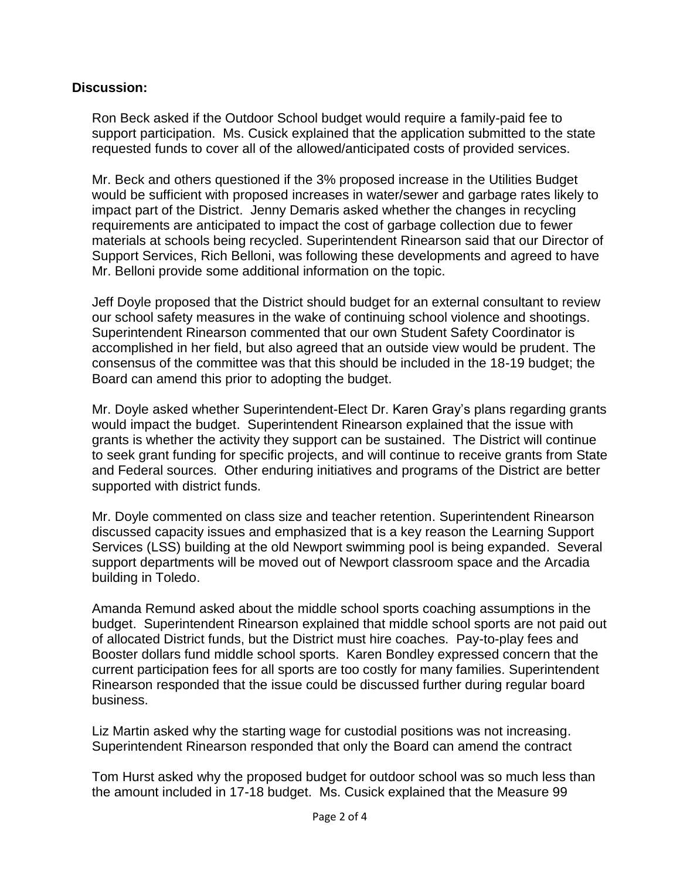**Discussion:**

Ron Beck asked if the Outdoor School budget would require a family-paid fee to support participation. Ms. Cusick explained that the application submitted to the state requested funds to cover all of the allowed/anticipated costs of provided services.

Mr. Beck and others questioned if the 3% proposed increase in the Utilities Budget would be sufficient with proposed increases in water/sewer and garbage rates likely to impact part of the District. Jenny Demaris asked whether the changes in recycling requirements are anticipated to impact the cost of garbage collection due to fewer materials at schools being recycled. Superintendent Rinearson said that our Director of Support Services, Rich Belloni, was following these developments and agreed to have Mr. Belloni provide some additional information on the topic.

Jeff Doyle proposed that the District should budget for an external consultant to review our school safety measures in the wake of continuing school violence and shootings. Superintendent Rinearson commented that our own Student Safety Coordinator is accomplished in her field, but also agreed that an outside view would be prudent. The consensus of the committee was that this should be included in the 18-19 budget; the Board can amend this prior to adopting the budget.

Mr. Doyle asked whether Superintendent-Elect Dr. Karen Gray's plans regarding grants would impact the budget. Superintendent Rinearson explained that the issue with grants is whether the activity they support can be sustained. The District will continue to seek grant funding for specific projects, and will continue to receive grants from State and Federal sources. Other enduring initiatives and programs of the District are better supported with district funds.

Mr. Doyle commented on class size and teacher retention. Superintendent Rinearson discussed capacity issues and emphasized that is a key reason the Learning Support Services (LSS) building at the old Newport swimming pool is being expanded. Several support departments will be moved out of Newport classroom space and the Arcadia building in Toledo.

Amanda Remund asked about the middle school sports coaching assumptions in the budget. Superintendent Rinearson explained that middle school sports are not paid out of allocated District funds, but the District must hire coaches. Pay-to-play fees and Booster dollars fund middle school sports. Karen Bondley expressed concern that the current participation fees for all sports are too costly for many families. Superintendent Rinearson responded that the issue could be discussed further during regular board business.

Liz Martin asked why the starting wage for custodial positions was not increasing. Superintendent Rinearson responded that only the Board can amend the contract

Tom Hurst asked why the proposed budget for outdoor school was so much less than the amount included in 17-18 budget. Ms. Cusick explained that the Measure 99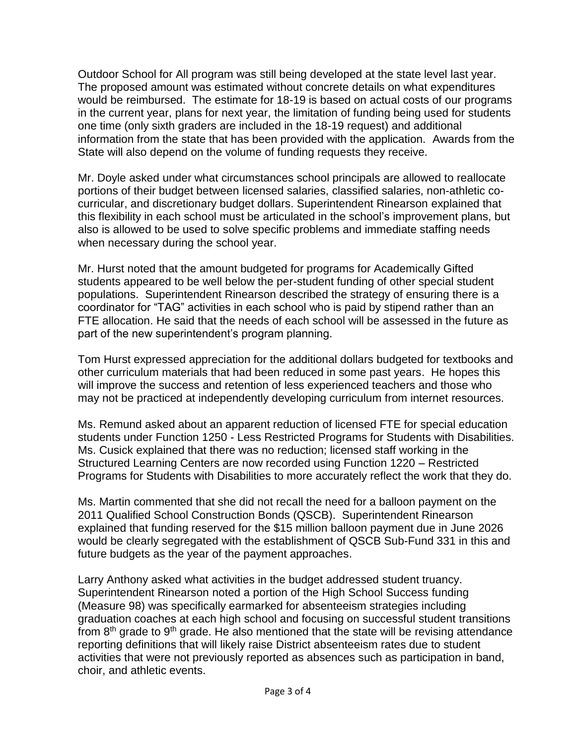Outdoor School for All program was still being developed at the state level last year. The proposed amount was estimated without concrete details on what expenditures would be reimbursed. The estimate for 18-19 is based on actual costs of our programs in the current year, plans for next year, the limitation of funding being used for students one time (only sixth graders are included in the 18-19 request) and additional information from the state that has been provided with the application. Awards from the State will also depend on the volume of funding requests they receive.

Mr. Doyle asked under what circumstances school principals are allowed to reallocate portions of their budget between licensed salaries, classified salaries, non-athletic co-curricular, and discretionary budget dollars. Superintendent Rinearson explained that this flexibility in each school must be articulated in the school's improvement plans, but also is allowed to be used to solve specific problems and immediate staffing needs when necessary during the school year.

Mr. Hurst noted that the amount budgeted for programs for Academically Gifted students appeared to be well below the per-student funding of other special student populations. Superintendent Rinearson described the strategy of ensuring there is a coordinator for "TAG" activities in each school who is paid by stipend rather than an FTE allocation. He said that the needs of each school will be assessed in the future as part of the new superintendent's program planning.

Tom Hurst expressed appreciation for the additional dollars budgeted for textbooks and other curriculum materials that had been reduced in some past years. He hopes this will improve the success and retention of less experienced teachers and those who may not be practiced at independently developing curriculum from internet resources.

Ms. Remund asked about an apparent reduction of licensed FTE for special education students under Function 1250 - Less Restricted Programs for Students with Disabilities. Ms. Cusick explained that there was no reduction; licensed staff working in the Structured Learning Centers are now recorded using Function 1220 – Restricted Programs for Students with Disabilities to more accurately reflect the work that they do.

Ms. Martin commented that she did not recall the need for a balloon payment on the 2011 Qualified School Construction Bonds (QSCB). Superintendent Rinearson explained that funding reserved for the $15 million balloon payment due in June 2026 would be clearly segregated with the establishment of QSCB Sub-Fund 331 in this and future budgets as the year of the payment approaches.

Larry Anthony asked what activities in the budget addressed student truancy. Superintendent Rinearson noted a portion of the High School Success funding (Measure 98) was specifically earmarked for absenteeism strategies including graduation coaches at each high school and focusing on successful student transitions from 8th grade to 9th grade. He also mentioned that the state will be revising attendance reporting definitions that will likely raise District absenteeism rates due to student activities that were not previously reported as absences such as participation in band, choir, and athletic events.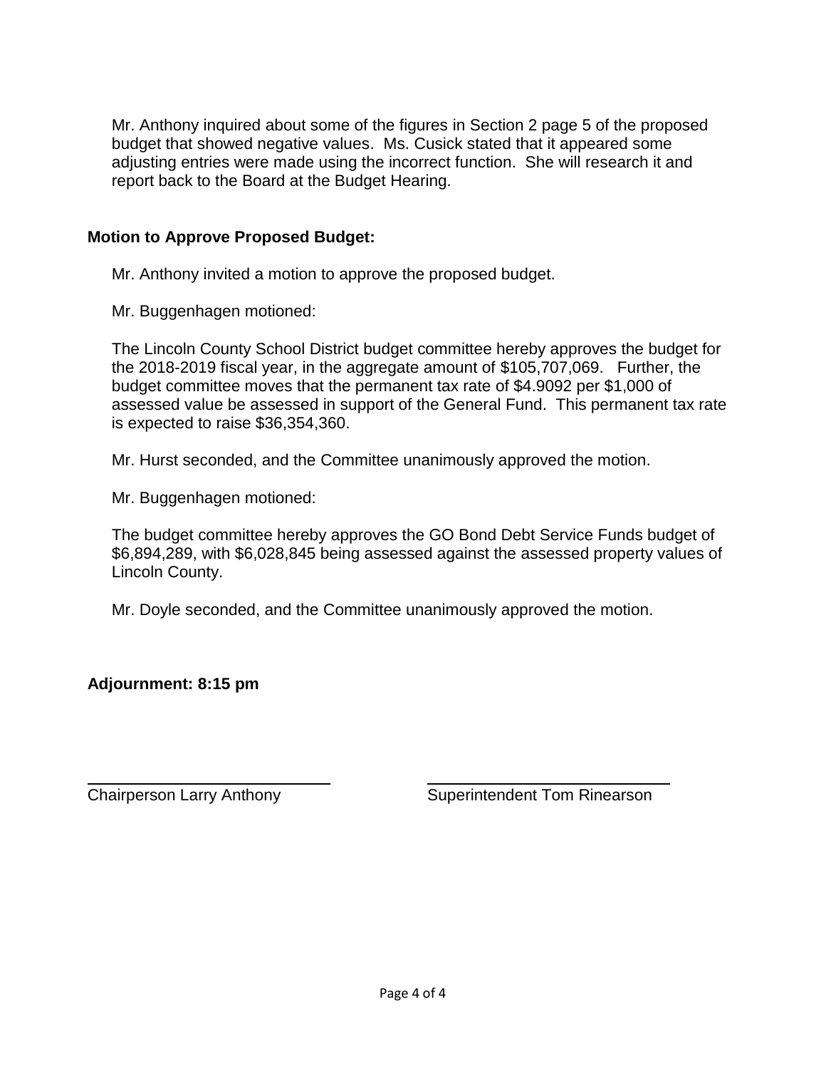Mr. Anthony inquired about some of the figures in Section 2 page 5 of the proposed budget that showed negative values. Ms. Cusick stated that it appeared some adjusting entries were made using the incorrect function. She will research it and report back to the Board at the Budget Hearing.

**Motion to Approve Proposed Budget:**

Mr. Anthony invited a motion to approve the proposed budget.

Mr. Buggenhagen motioned:

The Lincoln County School District budget committee hereby approves the budget for the 2018-2019 fiscal year, in the aggregate amount of $105,707,069. Further, the budget committee moves that the permanent tax rate of $4.9092 per $1,000 of assessed value be assessed in support of the General Fund. This permanent tax rate is expected to raise $36,354,360.

Mr. Hurst seconded, and the Committee unanimously approved the motion.

Mr. Buggenhagen motioned:

The budget committee hereby approves the GO Bond Debt Service Funds budget of $6,894,289, with $6,028,845 being assessed against the assessed property values of Lincoln County.

Mr. Doyle seconded, and the Committee unanimously approved the motion.

**Adjournment: 8:15 pm**

| | |
|---|---|
| Chairperson Larry Anthony | Superintendent Tom Rinearson |